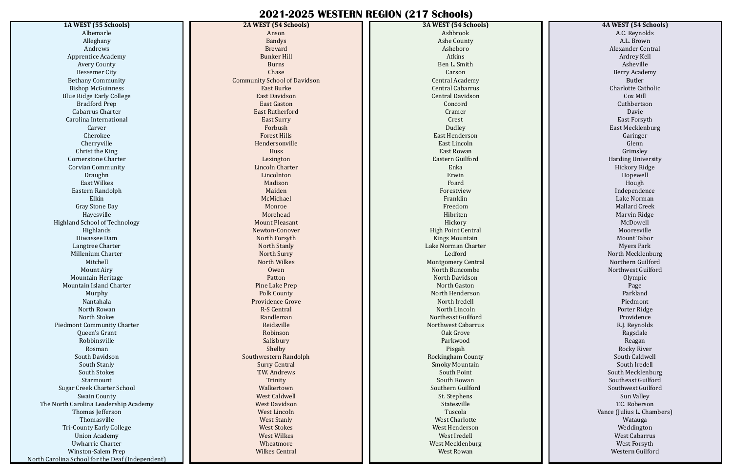# 2021-2025 WESTERN REGION (217 Schools)

| 1A WEST (55 Schools) | 2A WEST (54 Schools) | 3A WEST (54 Schools) | 4A WEST (54 Schools) |
|---|---|---|---|
| Albemarle | Anson | Ashbrook | A.C. Reynolds |
| Alleghany | Bandys | Ashe County | A.L. Brown |
| Andrews | Brevard | Asheboro | Alexander Central |
| Apprentice Academy | Bunker Hill | Atkins | Ardrey Kell |
| Avery County | Burns | Ben L. Smith | Asheville |
| Bessemer City | Chase | Carson | Berry Academy |
| Bethany Community | Community School of Davidson | Central Academy | Butler |
| Bishop McGuinness | East Burke | Central Cabarrus | Charlotte Catholic |
| Blue Ridge Early College | East Davidson | Central Davidson | Cox Mill |
| Bradford Prep | East Gaston | Concord | Cuthbertson |
| Cabarrus Charter | East Rutherford | Cramer | Davie |
| Carolina International | East Surry | Crest | East Forsyth |
| Carver | Forbush | Dudley | East Mecklenburg |
| Cherokee | Forest Hills | East Henderson | Garinger |
| Cherryville | Hendersonville | East Lincoln | Glenn |
| Christ the King | Huss | East Rowan | Grimsley |
| Cornerstone Charter | Lexington | Eastern Guilford | Harding University |
| Corvian Community | Lincoln Charter | Enka | Hickory Ridge |
| Draughn | Lincolnton | Erwin | Hopewell |
| East Wilkes | Madison | Foard | Hough |
| Eastern Randolph | Maiden | Forestview | Independence |
| Elkin | McMichael | Franklin | Lake Norman |
| Gray Stone Day | Monroe | Freedom | Mallard Creek |
| Hayesville | Morehead | Hibriten | Marvin Ridge |
| Highland School of Technology | Mount Pleasant | Hickory | McDowell |
| Highlands | Newton-Conover | High Point Central | Mooresville |
| Hiwassee Dam | North Forsyth | Kings Mountain | Mount Tabor |
| Langtree Charter | North Stanly | Lake Norman Charter | Myers Park |
| Millenium Charter | North Surry | Ledford | North Mecklenburg |
| Mitchell | North Wilkes | Montgomery Central | Northern Guilford |
| Mount Airy | Owen | North Buncombe | Northwest Guilford |
| Mountain Heritage | Patton | North Davidson | Olympic |
| Mountain Island Charter | Pine Lake Prep | North Gaston | Page |
| Murphy | Polk County | North Henderson | Parkland |
| Nantahala | Providence Grove | North Iredell | Piedmont |
| North Rowan | R-S Central | North Lincoln | Porter Ridge |
| North Stokes | Randleman | Northeast Guilford | Providence |
| Piedmont Community Charter | Reidsville | Northwest Cabarrus | R.J. Reynolds |
| Queen's Grant | Robinson | Oak Grove | Ragsdale |
| Robbinsville | Salisbury | Parkwood | Reagan |
| Rosman | Shelby | Pisgah | Rocky River |
| South Davidson | Southwestern Randolph | Rockingham County | South Caldwell |
| South Stanly | Surry Central | Smoky Mountain | South Iredell |
| South Stokes | T.W. Andrews | South Point | South Mecklenburg |
| Starmount | Trinity | South Rowan | Southeast Guilford |
| Sugar Creek Charter School | Walkertown | Southern Guilford | Southwest Guilford |
| Swain County | West Caldwell | St. Stephens | Sun Valley |
| The North Carolina Leadership Academy | West Davidson | Statesville | T.C. Roberson |
| Thomas Jefferson | West Lincoln | Tuscola | Vance (Julius L. Chambers) |
| Thomasville | West Stanly | West Charlotte | Watauga |
| Tri-County Early College | West Stokes | West Henderson | Weddington |
| Union Academy | West Wilkes | West Iredell | West Cabarrus |
| Uwharrie Charter | Wheatmore | West Mecklenburg | West Forsyth |
| Winston-Salem Prep | Wilkes Central | West Rowan | Western Guilford |
| North Carolina School for the Deaf (Independent) | | | |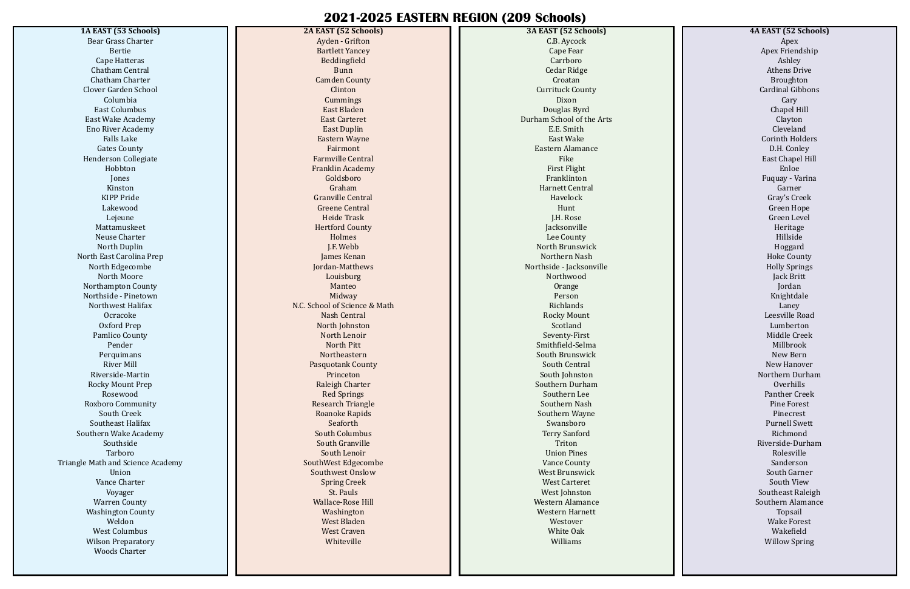# 2021-2025 EASTERN REGION (209 Schools)

| 1A EAST (53 Schools) | 2A EAST (52 Schools) | 3A EAST (52 Schools) | 4A EAST (52 Schools) |
|---|---|---|---|
| Bear Grass Charter | Ayden - Grifton | C.B. Aycock | Apex |
| Bertie | Bartlett Yancey | Cape Fear | Apex Friendship |
| Cape Hatteras | Beddingfield | Carrboro | Ashley |
| Chatham Central | Bunn | Cedar Ridge | Athens Drive |
| Chatham Charter | Camden County | Croatan | Broughton |
| Clover Garden School | Clinton | Currituck County | Cardinal Gibbons |
| Columbia | Cummings | Dixon | Cary |
| East Columbus | East Bladen | Douglas Byrd | Chapel Hill |
| East Wake Academy | East Carteret | Durham School of the Arts | Clayton |
| Eno River Academy | East Duplin | E.E. Smith | Cleveland |
| Falls Lake | Eastern Wayne | East Wake | Corinth Holders |
| Gates County | Fairmont | Eastern Alamance | D.H. Conley |
| Henderson Collegiate | Farmville Central | Fike | East Chapel Hill |
| Hobbton | Franklin Academy | First Flight | Enloe |
| Jones | Goldsboro | Franklinton | Fuquay - Varina |
| Kinston | Graham | Harnett Central | Garner |
| KIPP Pride | Granville Central | Havelock | Gray's Creek |
| Lakewood | Greene Central | Hunt | Green Hope |
| Lejeune | Heide Trask | J.H. Rose | Green Level |
| Mattamuskeet | Hertford County | Jacksonville | Heritage |
| Neuse Charter | Holmes | Lee County | Hillside |
| North Duplin | J.F. Webb | North Brunswick | Hoggard |
| North East Carolina Prep | James Kenan | Northern Nash | Hoke County |
| North Edgecombe | Jordan-Matthews | Northside - Jacksonville | Holly Springs |
| North Moore | Louisburg | Northwood | Jack Britt |
| Northampton County | Manteo | Orange | Jordan |
| Northside - Pinetown | Midway | Person | Knightdale |
| Northwest Halifax | N.C. School of Science & Math | Richlands | Laney |
| Ocracoke | Nash Central | Rocky Mount | Leesville Road |
| Oxford Prep | North Johnston | Scotland | Lumberton |
| Pamlico County | North Lenoir | Seventy-First | Middle Creek |
| Pender | North Pitt | Smithfield-Selma | Millbrook |
| Perquimans | Northeastern | South Brunswick | New Bern |
| River Mill | Pasquotank County | South Central | New Hanover |
| Riverside-Martin | Princeton | South Johnston | Northern Durham |
| Rocky Mount Prep | Raleigh Charter | Southern Durham | Overhills |
| Rosewood | Red Springs | Southern Lee | Panther Creek |
| Roxboro Community | Research Triangle | Southern Nash | Pine Forest |
| South Creek | Roanoke Rapids | Southern Wayne | Pinecrest |
| Southeast Halifax | Seaforth | Swansboro | Purnell Swett |
| Southern Wake Academy | South Columbus | Terry Sanford | Richmond |
| Southside | South Granville | Triton | Riverside-Durham |
| Tarboro | South Lenoir | Union Pines | Rolesville |
| Triangle Math and Science Academy | SouthWest Edgecombe | Vance County | Sanderson |
| Union | Southwest Onslow | West Brunswick | South Garner |
| Vance Charter | Spring Creek | West Carteret | South View |
| Voyager | St. Pauls | West Johnston | Southeast Raleigh |
| Warren County | Wallace-Rose Hill | Western Alamance | Southern Alamance |
| Washington County | Washington | Western Harnett | Topsail |
| Weldon | West Bladen | Westover | Wake Forest |
| West Columbus | West Craven | White Oak | Wakefield |
| Wilson Preparatory | Whiteville | Williams | Willow Spring |
| Woods Charter | | | |